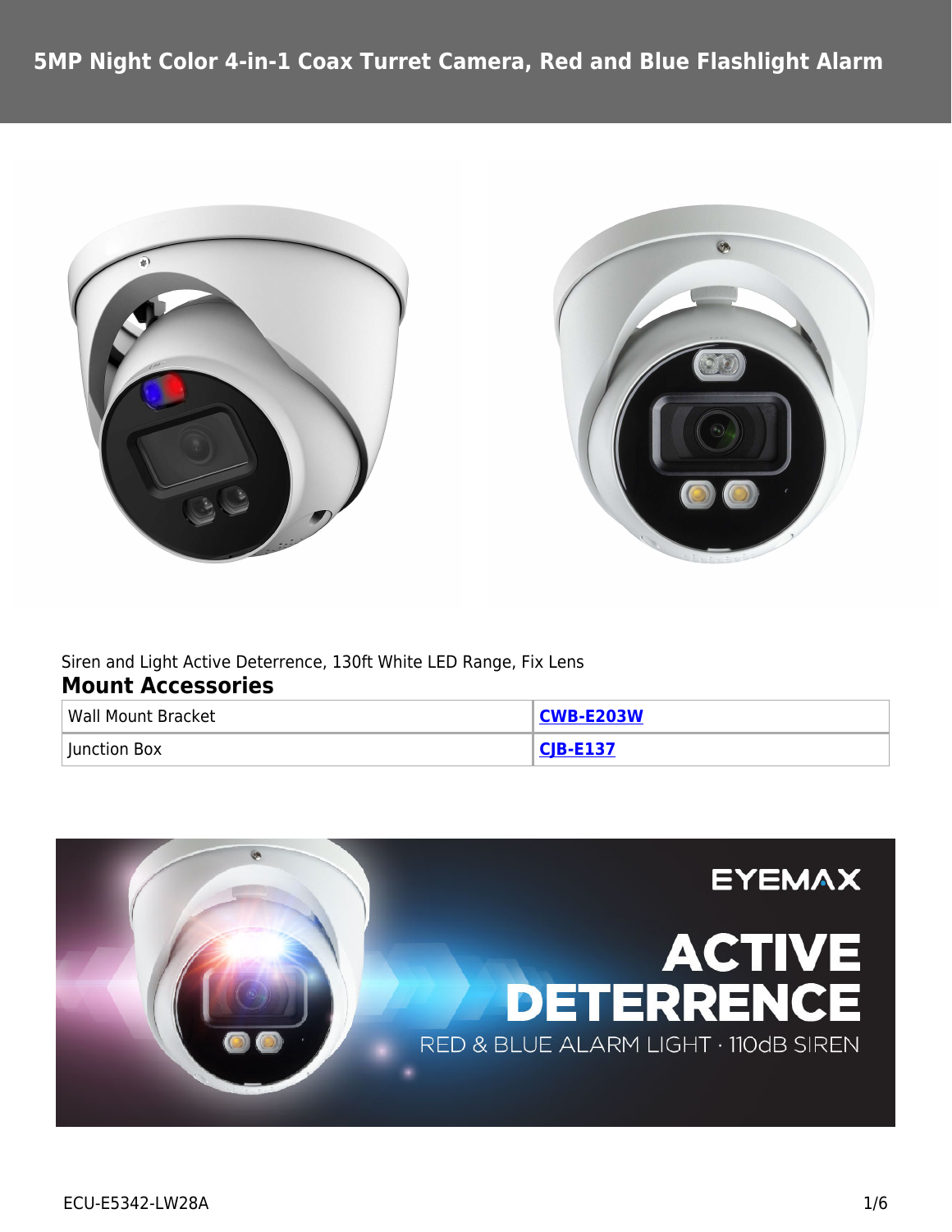# 5MP Night Color 4-in-1 Coax Turret Camera, Red and Blue Flashlight Alarm

Siren and Light Active Deterrence, 130ft White LED Range, Fix Lens

## Mount Accessories

| Wall Mount Bracket | **CWB-E203W** |
|---|---|
| Junction Box | **CJB-E137** |

ECU-E5342-LW28A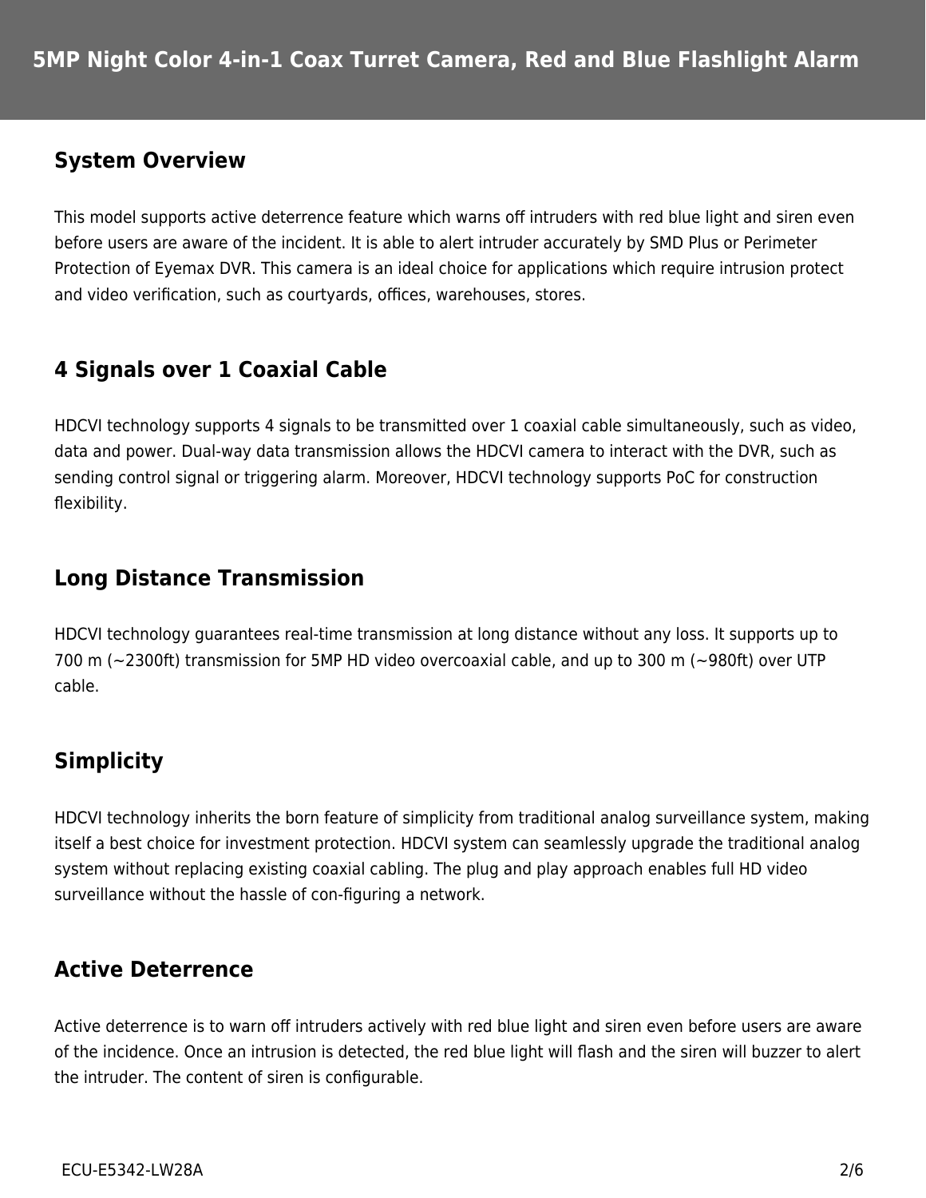# 5MP Night Color 4-in-1 Coax Turret Camera, Red and Blue Flashlight Alarm

## System Overview

This model supports active deterrence feature which warns off intruders with red blue light and siren even before users are aware of the incident. It is able to alert intruder accurately by SMD Plus or Perimeter Protection of Eyemax DVR. This camera is an ideal choice for applications which require intrusion protect and video verification, such as courtyards, offices, warehouses, stores.

## 4 Signals over 1 Coaxial Cable

HDCVI technology supports 4 signals to be transmitted over 1 coaxial cable simultaneously, such as video, data and power. Dual-way data transmission allows the HDCVI camera to interact with the DVR, such as sending control signal or triggering alarm. Moreover, HDCVI technology supports PoC for construction flexibility.

## Long Distance Transmission

HDCVI technology guarantees real-time transmission at long distance without any loss. It supports up to 700 m (~2300ft) transmission for 5MP HD video overcoaxial cable, and up to 300 m (~980ft) over UTP cable.

## Simplicity

HDCVI technology inherits the born feature of simplicity from traditional analog surveillance system, making itself a best choice for investment protection. HDCVI system can seamlessly upgrade the traditional analog system without replacing existing coaxial cabling. The plug and play approach enables full HD video surveillance without the hassle of con-figuring a network.

## Active Deterrence

Active deterrence is to warn off intruders actively with red blue light and siren even before users are aware of the incidence. Once an intrusion is detected, the red blue light will flash and the siren will buzzer to alert the intruder. The content of siren is configurable.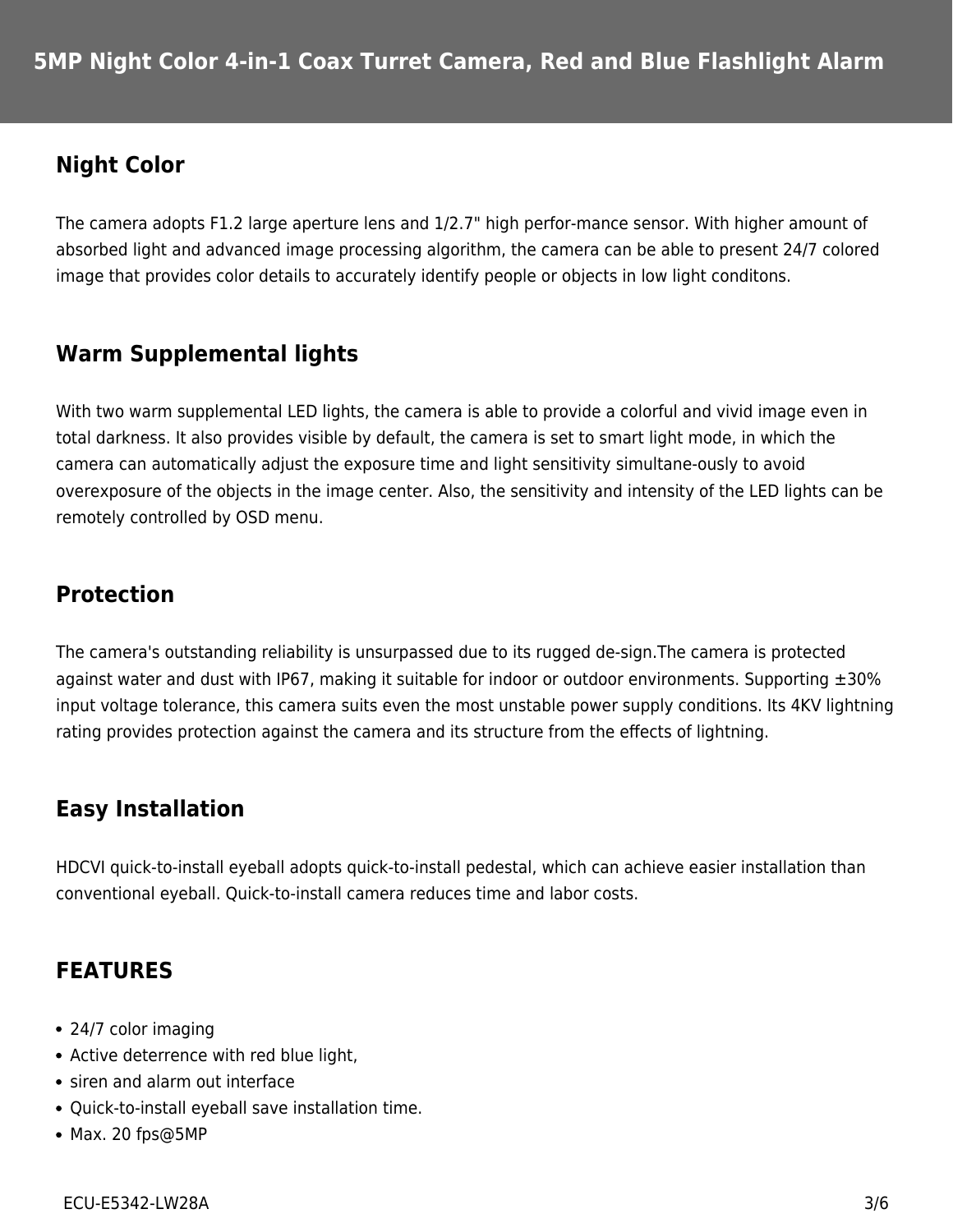# 5MP Night Color 4-in-1 Coax Turret Camera, Red and Blue Flashlight Alarm

## Night Color

The camera adopts F1.2 large aperture lens and 1/2.7" high perfor-mance sensor. With higher amount of absorbed light and advanced image processing algorithm, the camera can be able to present 24/7 colored image that provides color details to accurately identify people or objects in low light conditons.

## Warm Supplemental lights

With two warm supplemental LED lights, the camera is able to provide a colorful and vivid image even in total darkness. It also provides visible by default, the camera is set to smart light mode, in which the camera can automatically adjust the exposure time and light sensitivity simultane-ously to avoid overexposure of the objects in the image center. Also, the sensitivity and intensity of the LED lights can be remotely controlled by OSD menu.

## Protection

The camera's outstanding reliability is unsurpassed due to its rugged de-sign.The camera is protected against water and dust with IP67, making it suitable for indoor or outdoor environments. Supporting ±30% input voltage tolerance, this camera suits even the most unstable power supply conditions. Its 4KV lightning rating provides protection against the camera and its structure from the effects of lightning.

## Easy Installation

HDCVI quick-to-install eyeball adopts quick-to-install pedestal, which can achieve easier installation than conventional eyeball. Quick-to-install camera reduces time and labor costs.

## FEATURES

- 24/7 color imaging
- Active deterrence with red blue light,
- siren and alarm out interface
- Quick-to-install eyeball save installation time.
- Max. 20 fps@5MP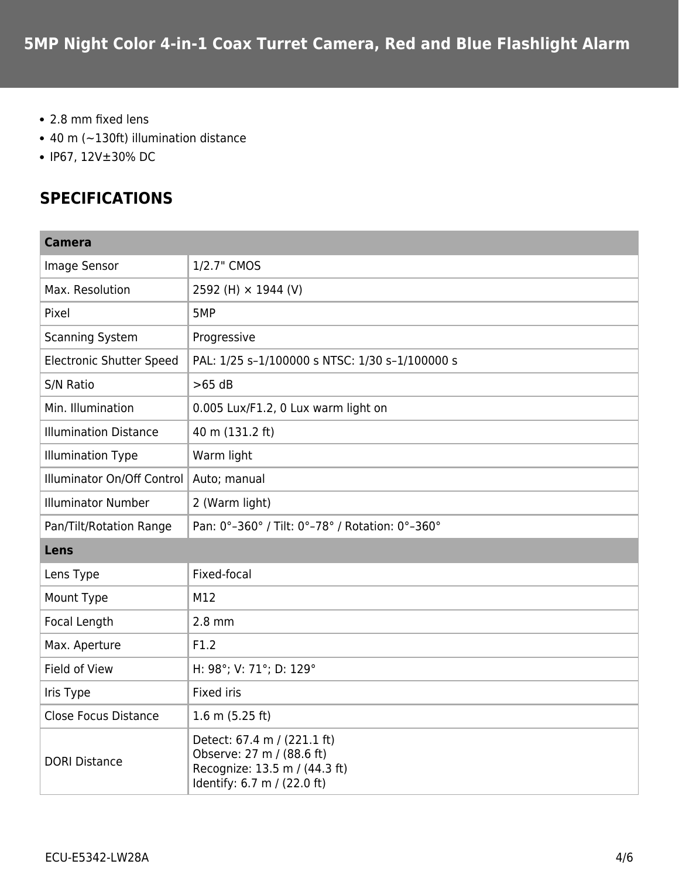# 5MP Night Color 4-in-1 Coax Turret Camera, Red and Blue Flashlight Alarm

- 2.8 mm fixed lens
- 40 m (~130ft) illumination distance
- IP67, 12V±30% DC

## SPECIFICATIONS

| **Camera** | |
|---|---|
| Image Sensor | 1/2.7" CMOS |
| Max. Resolution | 2592 (H) × 1944 (V) |
| Pixel | 5MP |
| Scanning System | Progressive |
| Electronic Shutter Speed | PAL: 1/25 s–1/100000 s NTSC: 1/30 s–1/100000 s |
| S/N Ratio | >65 dB |
| Min. Illumination | 0.005 Lux/F1.2, 0 Lux warm light on |
| Illumination Distance | 40 m (131.2 ft) |
| Illumination Type | Warm light |
| Illuminator On/Off Control | Auto; manual |
| Illuminator Number | 2 (Warm light) |
| Pan/Tilt/Rotation Range | Pan: 0°–360° / Tilt: 0°–78° / Rotation: 0°–360° |
| **Lens** | |
| Lens Type | Fixed-focal |
| Mount Type | M12 |
| Focal Length | 2.8 mm |
| Max. Aperture | F1.2 |
| Field of View | H: 98°; V: 71°; D: 129° |
| Iris Type | Fixed iris |
| Close Focus Distance | 1.6 m (5.25 ft) |
| DORI Distance | Detect: 67.4 m / (221.1 ft)<br>Observe: 27 m / (88.6 ft)<br>Recognize: 13.5 m / (44.3 ft)<br>Identify: 6.7 m / (22.0 ft) |

ECU-E5342-LW28A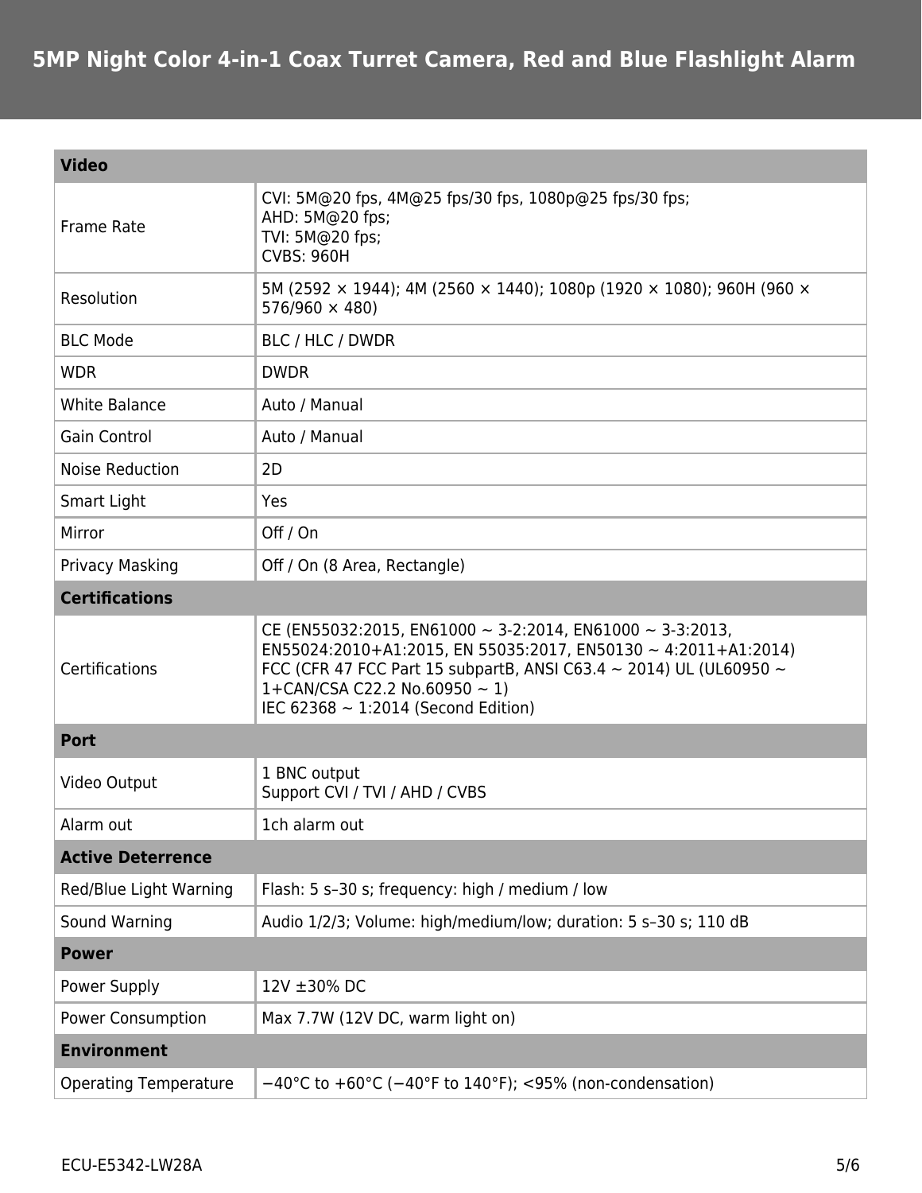# 5MP Night Color 4-in-1 Coax Turret Camera, Red and Blue Flashlight Alarm

| Video | |
|---|---|
| Frame Rate | CVI: 5M@20 fps, 4M@25 fps/30 fps, 1080p@25 fps/30 fps;<br>AHD: 5M@20 fps;<br>TVI: 5M@20 fps;<br>CVBS: 960H |
| Resolution | 5M (2592 × 1944); 4M (2560 × 1440); 1080p (1920 × 1080); 960H (960 × 576/960 × 480) |
| BLC Mode | BLC / HLC / DWDR |
| WDR | DWDR |
| White Balance | Auto / Manual |
| Gain Control | Auto / Manual |
| Noise Reduction | 2D |
| Smart Light | Yes |
| Mirror | Off / On |
| Privacy Masking | Off / On (8 Area, Rectangle) |
| **Certifications** | |
| Certifications | CE (EN55032:2015, EN61000 ~ 3-2:2014, EN61000 ~ 3-3:2013, EN55024:2010+A1:2015, EN 55035:2017, EN50130 ~ 4:2011+A1:2014)<br>FCC (CFR 47 FCC Part 15 subpartB, ANSI C63.4 ~ 2014) UL (UL60950 ~ 1+CAN/CSA C22.2 No.60950 ~ 1)<br>IEC 62368 ~ 1:2014 (Second Edition) |
| **Port** | |
| Video Output | 1 BNC output<br>Support CVI / TVI / AHD / CVBS |
| Alarm out | 1ch alarm out |
| **Active Deterrence** | |
| Red/Blue Light Warning | Flash: 5 s–30 s; frequency: high / medium / low |
| Sound Warning | Audio 1/2/3; Volume: high/medium/low; duration: 5 s–30 s; 110 dB |
| **Power** | |
| Power Supply | 12V ±30% DC |
| Power Consumption | Max 7.7W (12V DC, warm light on) |
| **Environment** | |
| Operating Temperature | −40°C to +60°C (−40°F to 140°F); <95% (non-condensation) |

ECU-E5342-LW28A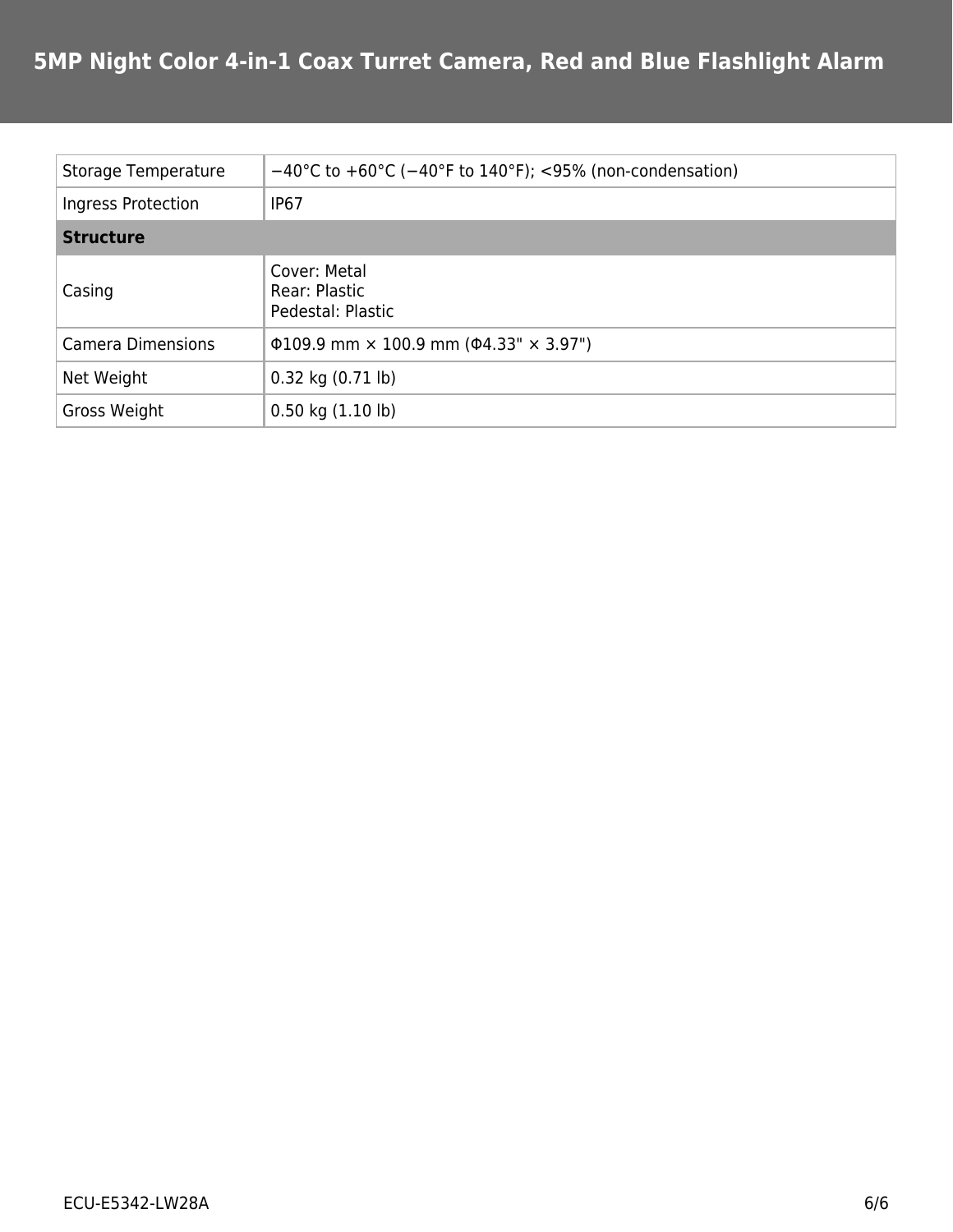| | |
|---|---|
| Storage Temperature | −40°C to +60°C (−40°F to 140°F); <95% (non-condensation) |
| Ingress Protection | IP67 |
| **Structure** | |
| Casing | Cover: Metal<br>Rear: Plastic<br>Pedestal: Plastic |
| Camera Dimensions | Φ109.9 mm × 100.9 mm (Φ4.33" × 3.97") |
| Net Weight | 0.32 kg (0.71 lb) |
| Gross Weight | 0.50 kg (1.10 lb) |